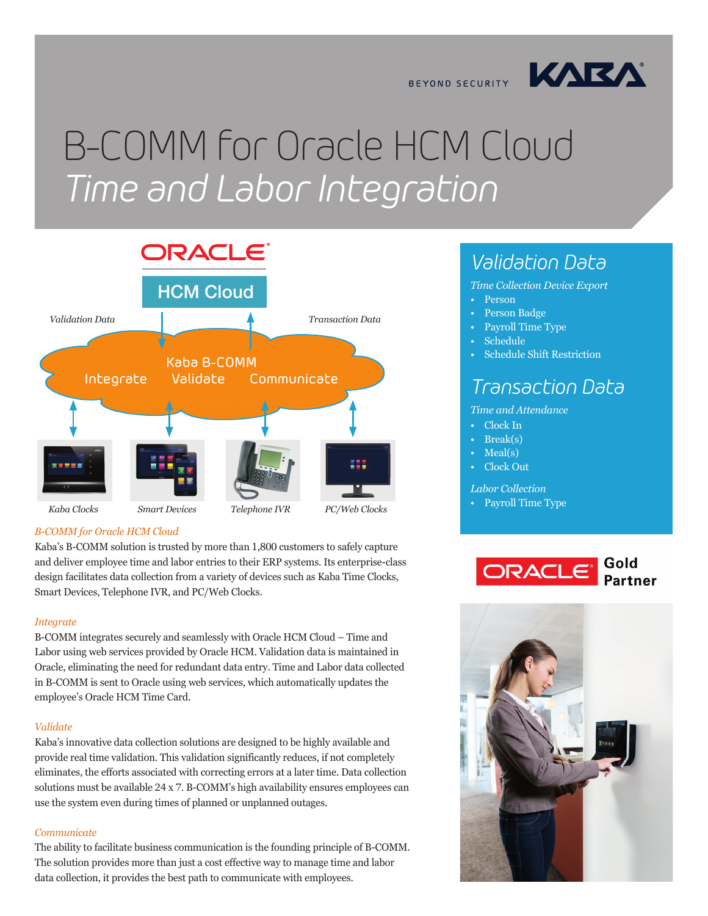BEYOND SECURITY KABA

# B-COMM for Oracle HCM Cloud
## *Time and Labor Integration*

ORACLE

HCM Cloud

*Validation Data* *Transaction Data*

Kaba B-COMM
Integrate Validate Communicate

*Kaba Clocks* *Smart Devices* *Telephone IVR* *PC/Web Clocks*

### *B-COMM for Oracle HCM Cloud*

Kaba's B-COMM solution is trusted by more than 1,800 customers to safely capture and deliver employee time and labor entries to their ERP systems. Its enterprise-class design facilitates data collection from a variety of devices such as Kaba Time Clocks, Smart Devices, Telephone IVR, and PC/Web Clocks.

### *Integrate*

B-COMM integrates securely and seamlessly with Oracle HCM Cloud – Time and Labor using web services provided by Oracle HCM. Validation data is maintained in Oracle, eliminating the need for redundant data entry. Time and Labor data collected in B-COMM is sent to Oracle using web services, which automatically updates the employee's Oracle HCM Time Card.

### *Validate*

Kaba's innovative data collection solutions are designed to be highly available and provide real time validation. This validation significantly reduces, if not completely eliminates, the efforts associated with correcting errors at a later time. Data collection solutions must be available 24 x 7. B-COMM's high availability ensures employees can use the system even during times of planned or unplanned outages.

### *Communicate*

The ability to facilitate business communication is the founding principle of B-COMM. The solution provides more than just a cost effective way to manage time and labor data collection, it provides the best path to communicate with employees.

## *Validation Data*

*Time Collection Device Export*

- Person
- Person Badge
- Payroll Time Type
- Schedule
- Schedule Shift Restriction

## *Transaction Data*

*Time and Attendance*

- Clock In
- Break(s)
- Meal(s)
- Clock Out

*Labor Collection*

- Payroll Time Type

ORACLE Gold Partner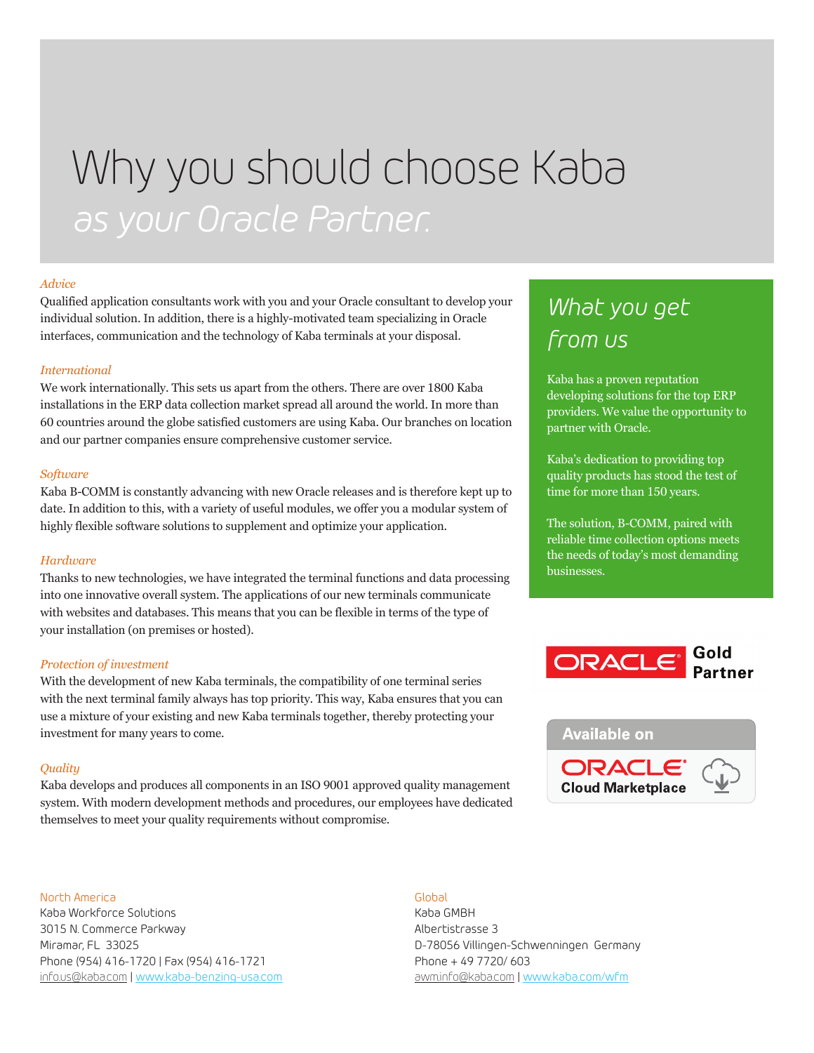# Why you should choose Kaba *as your Oracle Partner.*

*Advice*

Qualified application consultants work with you and your Oracle consultant to develop your individual solution. In addition, there is a highly-motivated team specializing in Oracle interfaces, communication and the technology of Kaba terminals at your disposal.

*International*

We work internationally. This sets us apart from the others. There are over 1800 Kaba installations in the ERP data collection market spread all around the world. In more than 60 countries around the globe satisfied customers are using Kaba. Our branches on location and our partner companies ensure comprehensive customer service.

*Software*

Kaba B-COMM is constantly advancing with new Oracle releases and is therefore kept up to date. In addition to this, with a variety of useful modules, we offer you a modular system of highly flexible software solutions to supplement and optimize your application.

*Hardware*

Thanks to new technologies, we have integrated the terminal functions and data processing into one innovative overall system. The applications of our new terminals communicate with websites and databases. This means that you can be flexible in terms of the type of your installation (on premises or hosted).

*Protection of investment*

With the development of new Kaba terminals, the compatibility of one terminal series with the next terminal family always has top priority. This way, Kaba ensures that you can use a mixture of your existing and new Kaba terminals together, thereby protecting your investment for many years to come.

*Quality*

Kaba develops and produces all components in an ISO 9001 approved quality management system. With modern development methods and procedures, our employees have dedicated themselves to meet your quality requirements without compromise.

## *What you get from us*

Kaba has a proven reputation developing solutions for the top ERP providers. We value the opportunity to partner with Oracle.

Kaba's dedication to providing top quality products has stood the test of time for more than 150 years.

The solution, B-COMM, paired with reliable time collection options meets the needs of today's most demanding businesses.

ORACLE Gold Partner

Available on ORACLE Cloud Marketplace

North America
Kaba Workforce Solutions
3015 N. Commerce Parkway
Miramar, FL 33025
Phone (954) 416-1720 | Fax (954) 416-1721
info.us@kaba.com | www.kaba-benzing-usa.com

Global
Kaba GMBH
Albertistrasse 3
D-78056 Villingen-Schwenningen Germany
Phone + 49 7720/ 603
awm.info@kaba.com | www.kaba.com/wfm